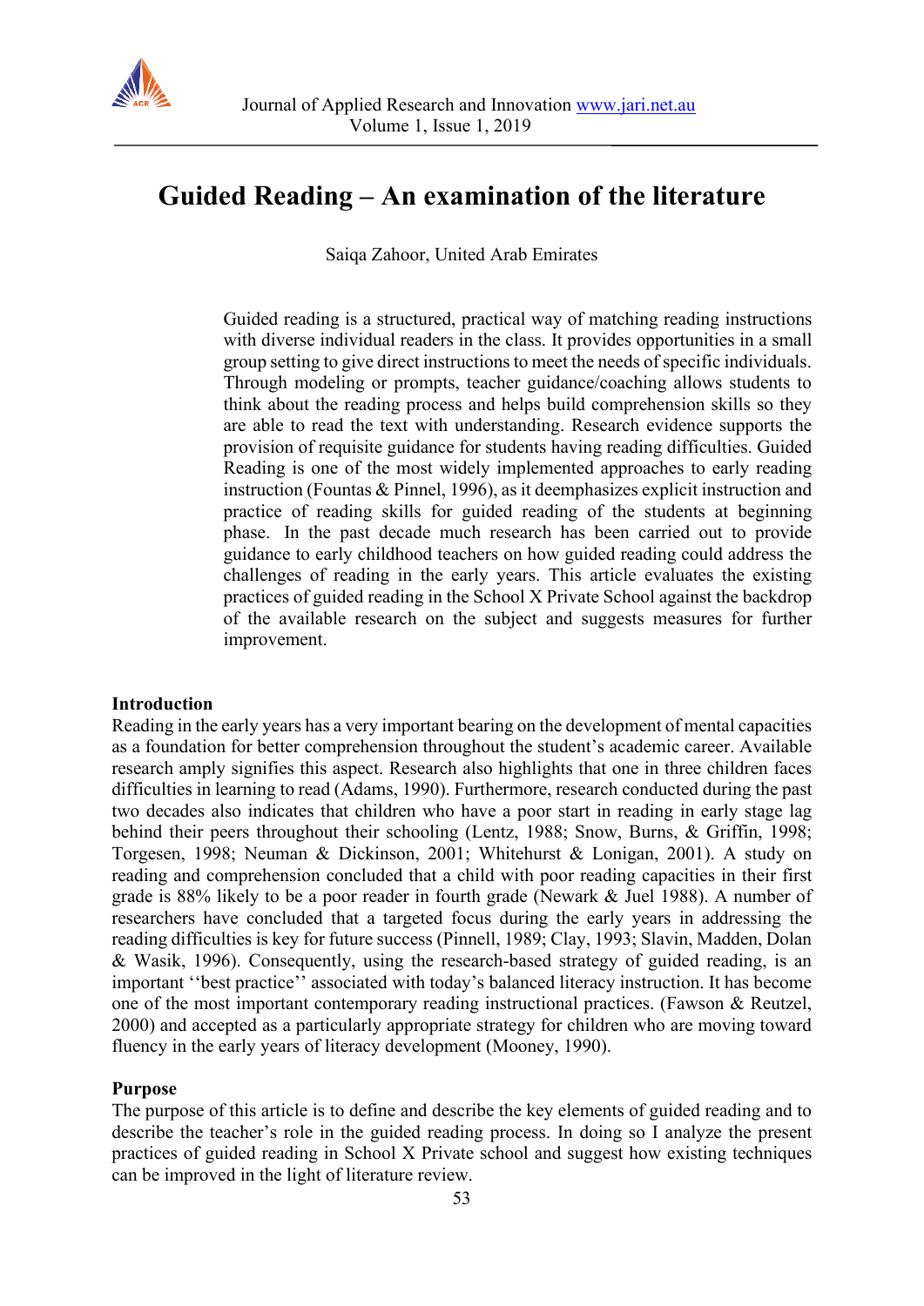# Guided Reading – An examination of the literature

Saiqa Zahoor, United Arab Emirates

Guided reading is a structured, practical way of matching reading instructions with diverse individual readers in the class. It provides opportunities in a small group setting to give direct instructions to meet the needs of specific individuals. Through modeling or prompts, teacher guidance/coaching allows students to think about the reading process and helps build comprehension skills so they are able to read the text with understanding. Research evidence supports the provision of requisite guidance for students having reading difficulties. Guided Reading is one of the most widely implemented approaches to early reading instruction (Fountas & Pinnel, 1996), as it deemphasizes explicit instruction and practice of reading skills for guided reading of the students at beginning phase. In the past decade much research has been carried out to provide guidance to early childhood teachers on how guided reading could address the challenges of reading in the early years. This article evaluates the existing practices of guided reading in the School X Private School against the backdrop of the available research on the subject and suggests measures for further improvement.

## Introduction

Reading in the early years has a very important bearing on the development of mental capacities as a foundation for better comprehension throughout the student's academic career. Available research amply signifies this aspect. Research also highlights that one in three children faces difficulties in learning to read (Adams, 1990). Furthermore, research conducted during the past two decades also indicates that children who have a poor start in reading in early stage lag behind their peers throughout their schooling (Lentz, 1988; Snow, Burns, & Griffin, 1998; Torgesen, 1998; Neuman & Dickinson, 2001; Whitehurst & Lonigan, 2001). A study on reading and comprehension concluded that a child with poor reading capacities in their first grade is 88% likely to be a poor reader in fourth grade (Newark & Juel 1988). A number of researchers have concluded that a targeted focus during the early years in addressing the reading difficulties is key for future success (Pinnell, 1989; Clay, 1993; Slavin, Madden, Dolan & Wasik, 1996). Consequently, using the research-based strategy of guided reading, is an important ''best practice'' associated with today's balanced literacy instruction. It has become one of the most important contemporary reading instructional practices. (Fawson & Reutzel, 2000) and accepted as a particularly appropriate strategy for children who are moving toward fluency in the early years of literacy development (Mooney, 1990).

## Purpose

The purpose of this article is to define and describe the key elements of guided reading and to describe the teacher's role in the guided reading process. In doing so I analyze the present practices of guided reading in School X Private school and suggest how existing techniques can be improved in the light of literature review.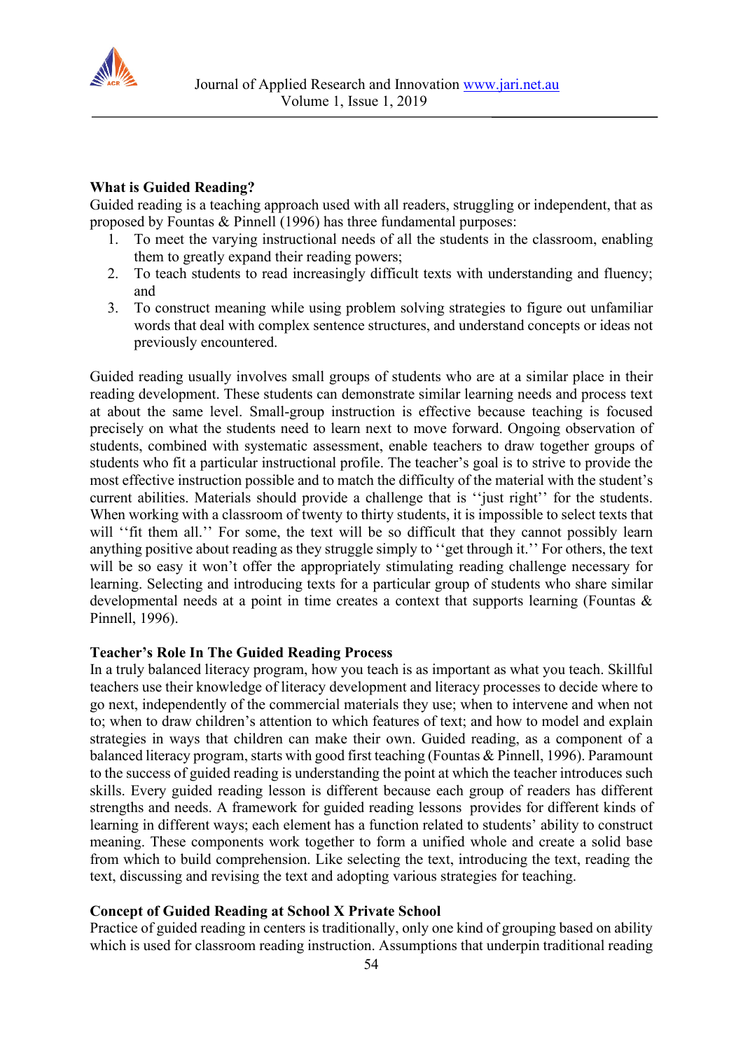**What is Guided Reading?**

Guided reading is a teaching approach used with all readers, struggling or independent, that as proposed by Fountas & Pinnell (1996) has three fundamental purposes:

1. To meet the varying instructional needs of all the students in the classroom, enabling them to greatly expand their reading powers;
2. To teach students to read increasingly difficult texts with understanding and fluency; and
3. To construct meaning while using problem solving strategies to figure out unfamiliar words that deal with complex sentence structures, and understand concepts or ideas not previously encountered.

Guided reading usually involves small groups of students who are at a similar place in their reading development. These students can demonstrate similar learning needs and process text at about the same level. Small-group instruction is effective because teaching is focused precisely on what the students need to learn next to move forward. Ongoing observation of students, combined with systematic assessment, enable teachers to draw together groups of students who fit a particular instructional profile. The teacher's goal is to strive to provide the most effective instruction possible and to match the difficulty of the material with the student's current abilities. Materials should provide a challenge that is ''just right'' for the students. When working with a classroom of twenty to thirty students, it is impossible to select texts that will ''fit them all.'' For some, the text will be so difficult that they cannot possibly learn anything positive about reading as they struggle simply to ''get through it.'' For others, the text will be so easy it won't offer the appropriately stimulating reading challenge necessary for learning. Selecting and introducing texts for a particular group of students who share similar developmental needs at a point in time creates a context that supports learning (Fountas & Pinnell, 1996).

**Teacher's Role In The Guided Reading Process**

In a truly balanced literacy program, how you teach is as important as what you teach. Skillful teachers use their knowledge of literacy development and literacy processes to decide where to go next, independently of the commercial materials they use; when to intervene and when not to; when to draw children's attention to which features of text; and how to model and explain strategies in ways that children can make their own. Guided reading, as a component of a balanced literacy program, starts with good first teaching (Fountas & Pinnell, 1996). Paramount to the success of guided reading is understanding the point at which the teacher introduces such skills. Every guided reading lesson is different because each group of readers has different strengths and needs. A framework for guided reading lessons provides for different kinds of learning in different ways; each element has a function related to students' ability to construct meaning. These components work together to form a unified whole and create a solid base from which to build comprehension. Like selecting the text, introducing the text, reading the text, discussing and revising the text and adopting various strategies for teaching.

**Concept of Guided Reading at School X Private School**

Practice of guided reading in centers is traditionally, only one kind of grouping based on ability which is used for classroom reading instruction. Assumptions that underpin traditional reading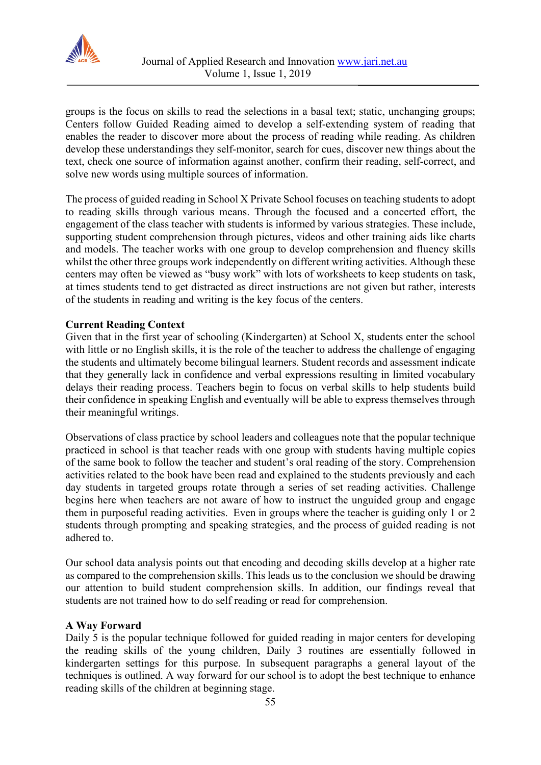groups is the focus on skills to read the selections in a basal text; static, unchanging groups; Centers follow Guided Reading aimed to develop a self-extending system of reading that enables the reader to discover more about the process of reading while reading. As children develop these understandings they self-monitor, search for cues, discover new things about the text, check one source of information against another, confirm their reading, self-correct, and solve new words using multiple sources of information.

The process of guided reading in School X Private School focuses on teaching students to adopt to reading skills through various means. Through the focused and a concerted effort, the engagement of the class teacher with students is informed by various strategies. These include, supporting student comprehension through pictures, videos and other training aids like charts and models. The teacher works with one group to develop comprehension and fluency skills whilst the other three groups work independently on different writing activities. Although these centers may often be viewed as "busy work" with lots of worksheets to keep students on task, at times students tend to get distracted as direct instructions are not given but rather, interests of the students in reading and writing is the key focus of the centers.

**Current Reading Context**

Given that in the first year of schooling (Kindergarten) at School X, students enter the school with little or no English skills, it is the role of the teacher to address the challenge of engaging the students and ultimately become bilingual learners. Student records and assessment indicate that they generally lack in confidence and verbal expressions resulting in limited vocabulary delays their reading process. Teachers begin to focus on verbal skills to help students build their confidence in speaking English and eventually will be able to express themselves through their meaningful writings.

Observations of class practice by school leaders and colleagues note that the popular technique practiced in school is that teacher reads with one group with students having multiple copies of the same book to follow the teacher and student's oral reading of the story. Comprehension activities related to the book have been read and explained to the students previously and each day students in targeted groups rotate through a series of set reading activities. Challenge begins here when teachers are not aware of how to instruct the unguided group and engage them in purposeful reading activities. Even in groups where the teacher is guiding only 1 or 2 students through prompting and speaking strategies, and the process of guided reading is not adhered to.

Our school data analysis points out that encoding and decoding skills develop at a higher rate as compared to the comprehension skills. This leads us to the conclusion we should be drawing our attention to build student comprehension skills. In addition, our findings reveal that students are not trained how to do self reading or read for comprehension.

**A Way Forward**

Daily 5 is the popular technique followed for guided reading in major centers for developing the reading skills of the young children, Daily 3 routines are essentially followed in kindergarten settings for this purpose. In subsequent paragraphs a general layout of the techniques is outlined. A way forward for our school is to adopt the best technique to enhance reading skills of the children at beginning stage.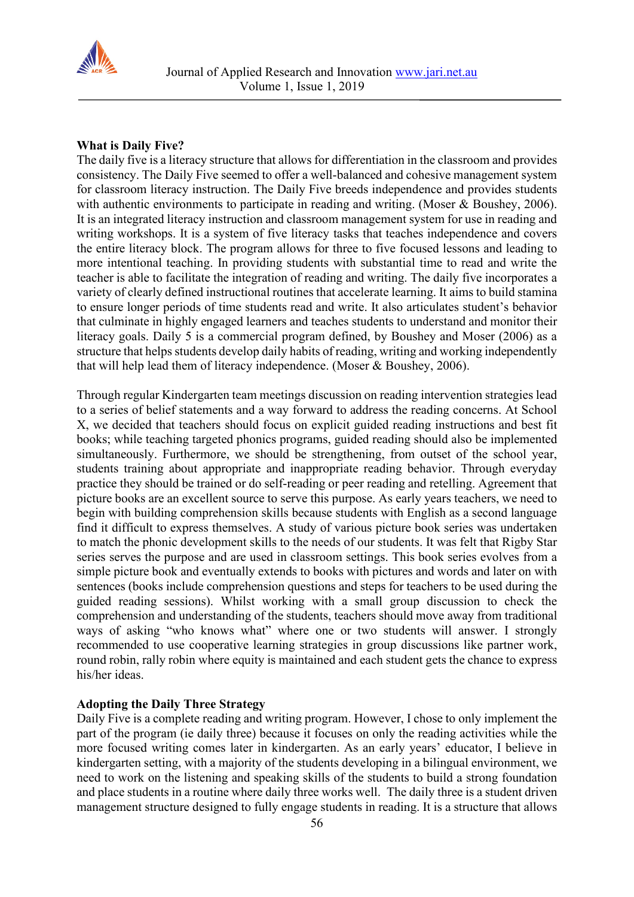**What is Daily Five?**

The daily five is a literacy structure that allows for differentiation in the classroom and provides consistency. The Daily Five seemed to offer a well-balanced and cohesive management system for classroom literacy instruction. The Daily Five breeds independence and provides students with authentic environments to participate in reading and writing. (Moser & Boushey, 2006). It is an integrated literacy instruction and classroom management system for use in reading and writing workshops. It is a system of five literacy tasks that teaches independence and covers the entire literacy block. The program allows for three to five focused lessons and leading to more intentional teaching. In providing students with substantial time to read and write the teacher is able to facilitate the integration of reading and writing. The daily five incorporates a variety of clearly defined instructional routines that accelerate learning. It aims to build stamina to ensure longer periods of time students read and write. It also articulates student's behavior that culminate in highly engaged learners and teaches students to understand and monitor their literacy goals. Daily 5 is a commercial program defined, by Boushey and Moser (2006) as a structure that helps students develop daily habits of reading, writing and working independently that will help lead them of literacy independence. (Moser & Boushey, 2006).

Through regular Kindergarten team meetings discussion on reading intervention strategies lead to a series of belief statements and a way forward to address the reading concerns. At School X, we decided that teachers should focus on explicit guided reading instructions and best fit books; while teaching targeted phonics programs, guided reading should also be implemented simultaneously. Furthermore, we should be strengthening, from outset of the school year, students training about appropriate and inappropriate reading behavior. Through everyday practice they should be trained or do self-reading or peer reading and retelling. Agreement that picture books are an excellent source to serve this purpose. As early years teachers, we need to begin with building comprehension skills because students with English as a second language find it difficult to express themselves. A study of various picture book series was undertaken to match the phonic development skills to the needs of our students. It was felt that Rigby Star series serves the purpose and are used in classroom settings. This book series evolves from a simple picture book and eventually extends to books with pictures and words and later on with sentences (books include comprehension questions and steps for teachers to be used during the guided reading sessions). Whilst working with a small group discussion to check the comprehension and understanding of the students, teachers should move away from traditional ways of asking "who knows what" where one or two students will answer. I strongly recommended to use cooperative learning strategies in group discussions like partner work, round robin, rally robin where equity is maintained and each student gets the chance to express his/her ideas.

**Adopting the Daily Three Strategy**

Daily Five is a complete reading and writing program. However, I chose to only implement the part of the program (ie daily three) because it focuses on only the reading activities while the more focused writing comes later in kindergarten. As an early years' educator, I believe in kindergarten setting, with a majority of the students developing in a bilingual environment, we need to work on the listening and speaking skills of the students to build a strong foundation and place students in a routine where daily three works well. The daily three is a student driven management structure designed to fully engage students in reading. It is a structure that allows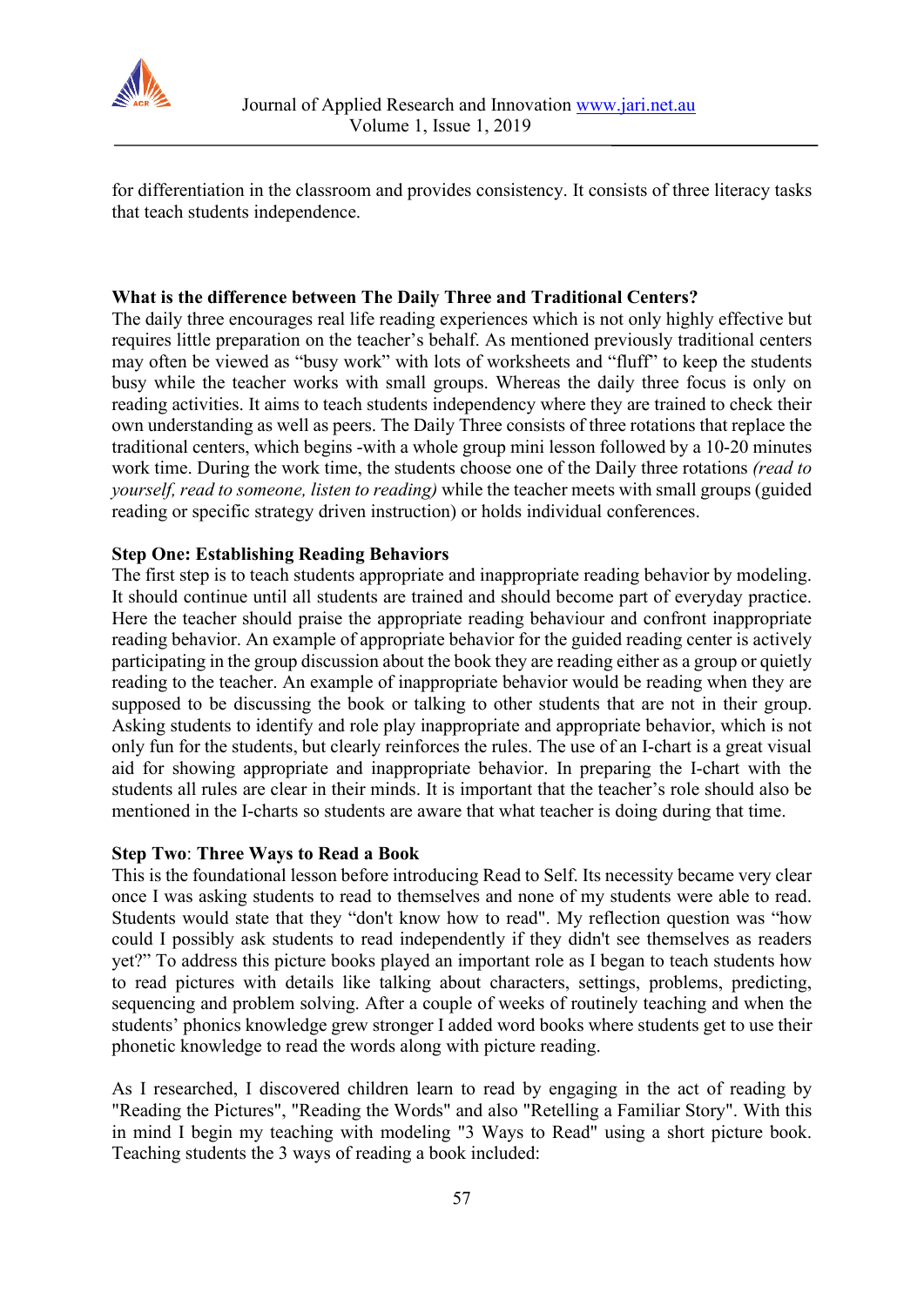for differentiation in the classroom and provides consistency. It consists of three literacy tasks that teach students independence.

**What is the difference between The Daily Three and Traditional Centers?**

The daily three encourages real life reading experiences which is not only highly effective but requires little preparation on the teacher's behalf. As mentioned previously traditional centers may often be viewed as "busy work" with lots of worksheets and "fluff" to keep the students busy while the teacher works with small groups. Whereas the daily three focus is only on reading activities. It aims to teach students independency where they are trained to check their own understanding as well as peers. The Daily Three consists of three rotations that replace the traditional centers, which begins -with a whole group mini lesson followed by a 10-20 minutes work time. During the work time, the students choose one of the Daily three rotations *(read to yourself, read to someone, listen to reading)* while the teacher meets with small groups (guided reading or specific strategy driven instruction) or holds individual conferences.

**Step One: Establishing Reading Behaviors**

The first step is to teach students appropriate and inappropriate reading behavior by modeling. It should continue until all students are trained and should become part of everyday practice. Here the teacher should praise the appropriate reading behaviour and confront inappropriate reading behavior. An example of appropriate behavior for the guided reading center is actively participating in the group discussion about the book they are reading either as a group or quietly reading to the teacher. An example of inappropriate behavior would be reading when they are supposed to be discussing the book or talking to other students that are not in their group. Asking students to identify and role play inappropriate and appropriate behavior, which is not only fun for the students, but clearly reinforces the rules. The use of an I-chart is a great visual aid for showing appropriate and inappropriate behavior. In preparing the I-chart with the students all rules are clear in their minds. It is important that the teacher's role should also be mentioned in the I-charts so students are aware that what teacher is doing during that time.

**Step Two**: **Three Ways to Read a Book**

This is the foundational lesson before introducing Read to Self. Its necessity became very clear once I was asking students to read to themselves and none of my students were able to read. Students would state that they "don't know how to read". My reflection question was "how could I possibly ask students to read independently if they didn't see themselves as readers yet?" To address this picture books played an important role as I began to teach students how to read pictures with details like talking about characters, settings, problems, predicting, sequencing and problem solving. After a couple of weeks of routinely teaching and when the students' phonics knowledge grew stronger I added word books where students get to use their phonetic knowledge to read the words along with picture reading.

As I researched, I discovered children learn to read by engaging in the act of reading by "Reading the Pictures", "Reading the Words" and also "Retelling a Familiar Story". With this in mind I begin my teaching with modeling "3 Ways to Read" using a short picture book. Teaching students the 3 ways of reading a book included: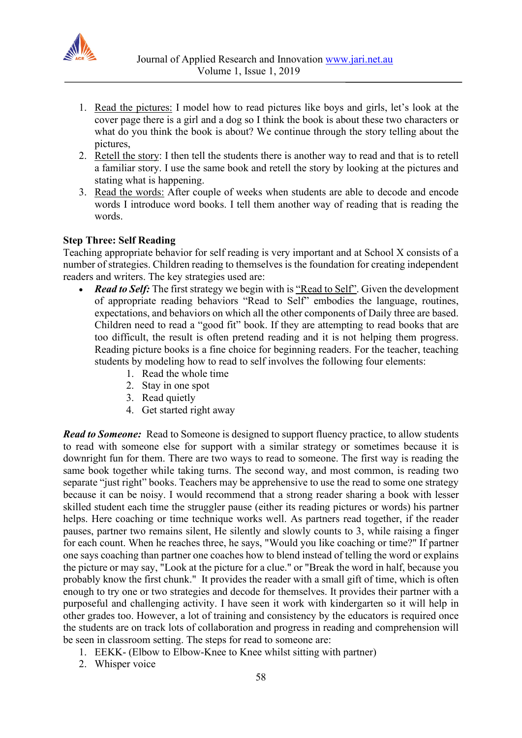1. Read the pictures: I model how to read pictures like boys and girls, let's look at the cover page there is a girl and a dog so I think the book is about these two characters or what do you think the book is about? We continue through the story telling about the pictures,
2. Retell the story: I then tell the students there is another way to read and that is to retell a familiar story. I use the same book and retell the story by looking at the pictures and stating what is happening.
3. Read the words: After couple of weeks when students are able to decode and encode words I introduce word books. I tell them another way of reading that is reading the words.

**Step Three: Self Reading**

Teaching appropriate behavior for self reading is very important and at School X consists of a number of strategies. Children reading to themselves is the foundation for creating independent readers and writers. The key strategies used are:

- ***Read to Self:*** The first strategy we begin with is "Read to Self". Given the development of appropriate reading behaviors "Read to Self" embodies the language, routines, expectations, and behaviors on which all the other components of Daily three are based. Children need to read a "good fit" book. If they are attempting to read books that are too difficult, the result is often pretend reading and it is not helping them progress. Reading picture books is a fine choice for beginning readers. For the teacher, teaching students by modeling how to read to self involves the following four elements:
    1. Read the whole time
    2. Stay in one spot
    3. Read quietly
    4. Get started right away

***Read to Someone:*** Read to Someone is designed to support fluency practice, to allow students to read with someone else for support with a similar strategy or sometimes because it is downright fun for them. There are two ways to read to someone. The first way is reading the same book together while taking turns. The second way, and most common, is reading two separate "just right" books. Teachers may be apprehensive to use the read to some one strategy because it can be noisy. I would recommend that a strong reader sharing a book with lesser skilled student each time the struggler pause (either its reading pictures or words) his partner helps. Here coaching or time technique works well. As partners read together, if the reader pauses, partner two remains silent, He silently and slowly counts to 3, while raising a finger for each count. When he reaches three, he says, "Would you like coaching or time?" If partner one says coaching than partner one coaches how to blend instead of telling the word or explains the picture or may say, "Look at the picture for a clue." or "Break the word in half, because you probably know the first chunk." It provides the reader with a small gift of time, which is often enough to try one or two strategies and decode for themselves. It provides their partner with a purposeful and challenging activity. I have seen it work with kindergarten so it will help in other grades too. However, a lot of training and consistency by the educators is required once the students are on track lots of collaboration and progress in reading and comprehension will be seen in classroom setting. The steps for read to someone are:

1. EEKK- (Elbow to Elbow-Knee to Knee whilst sitting with partner)
2. Whisper voice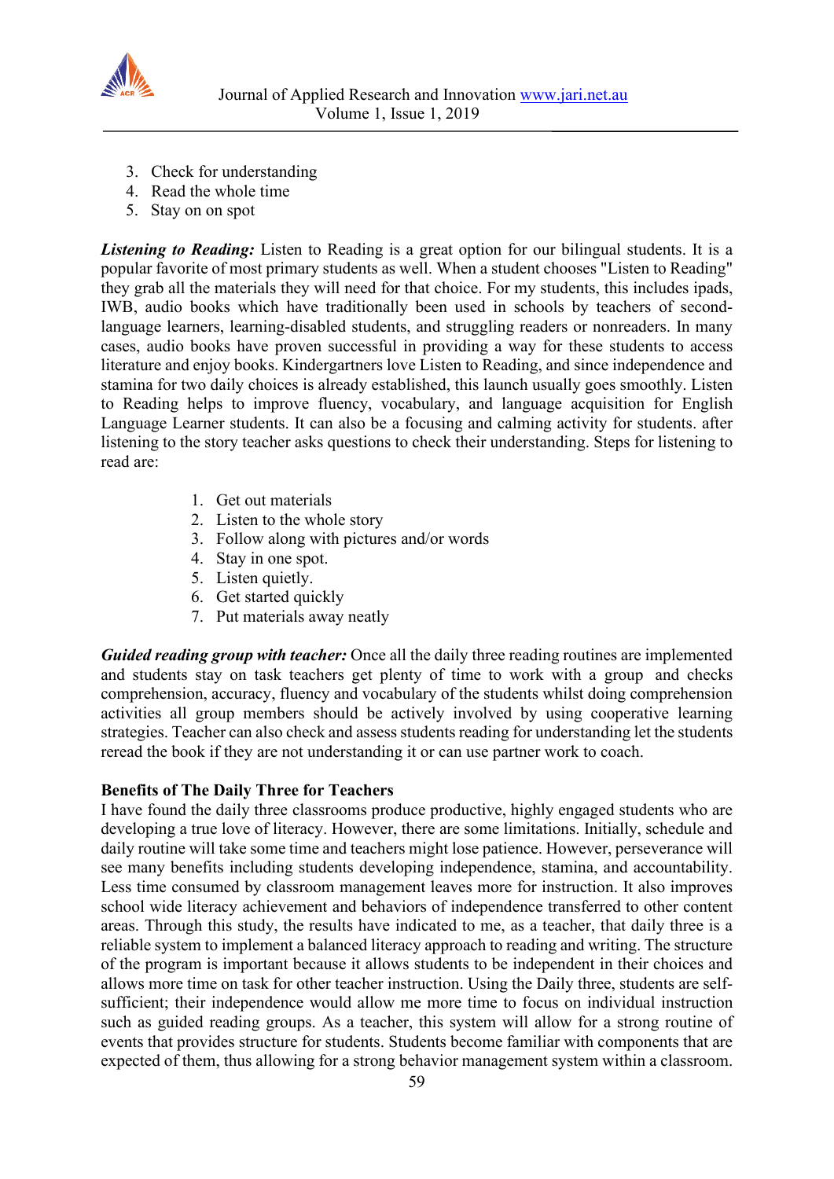3. Check for understanding
4. Read the whole time
5. Stay on on spot

***Listening to Reading:*** Listen to Reading is a great option for our bilingual students. It is a popular favorite of most primary students as well. When a student chooses "Listen to Reading" they grab all the materials they will need for that choice. For my students, this includes ipads, IWB, audio books which have traditionally been used in schools by teachers of second-language learners, learning-disabled students, and struggling readers or nonreaders. In many cases, audio books have proven successful in providing a way for these students to access literature and enjoy books. Kindergartners love Listen to Reading, and since independence and stamina for two daily choices is already established, this launch usually goes smoothly. Listen to Reading helps to improve fluency, vocabulary, and language acquisition for English Language Learner students. It can also be a focusing and calming activity for students. after listening to the story teacher asks questions to check their understanding. Steps for listening to read are:

1. Get out materials
2. Listen to the whole story
3. Follow along with pictures and/or words
4. Stay in one spot.
5. Listen quietly.
6. Get started quickly
7. Put materials away neatly

***Guided reading group with teacher:*** Once all the daily three reading routines are implemented and students stay on task teachers get plenty of time to work with a group and checks comprehension, accuracy, fluency and vocabulary of the students whilst doing comprehension activities all group members should be actively involved by using cooperative learning strategies. Teacher can also check and assess students reading for understanding let the students reread the book if they are not understanding it or can use partner work to coach.

**Benefits of The Daily Three for Teachers**

I have found the daily three classrooms produce productive, highly engaged students who are developing a true love of literacy. However, there are some limitations. Initially, schedule and daily routine will take some time and teachers might lose patience. However, perseverance will see many benefits including students developing independence, stamina, and accountability. Less time consumed by classroom management leaves more for instruction. It also improves school wide literacy achievement and behaviors of independence transferred to other content areas. Through this study, the results have indicated to me, as a teacher, that daily three is a reliable system to implement a balanced literacy approach to reading and writing. The structure of the program is important because it allows students to be independent in their choices and allows more time on task for other teacher instruction. Using the Daily three, students are self-sufficient; their independence would allow me more time to focus on individual instruction such as guided reading groups. As a teacher, this system will allow for a strong routine of events that provides structure for students. Students become familiar with components that are expected of them, thus allowing for a strong behavior management system within a classroom.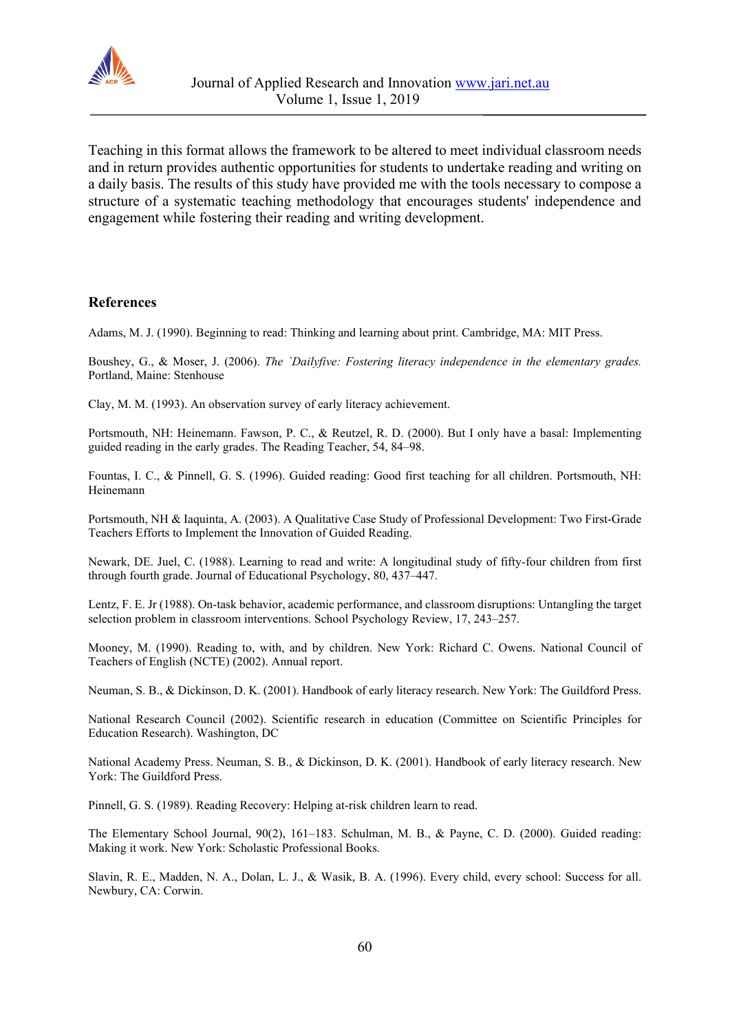Teaching in this format allows the framework to be altered to meet individual classroom needs and in return provides authentic opportunities for students to undertake reading and writing on a daily basis. The results of this study have provided me with the tools necessary to compose a structure of a systematic teaching methodology that encourages students' independence and engagement while fostering their reading and writing development.

## References

Adams, M. J. (1990). Beginning to read: Thinking and learning about print. Cambridge, MA: MIT Press.

Boushey, G., & Moser, J. (2006). *The `Dailyfive: Fostering literacy independence in the elementary grades.* Portland, Maine: Stenhouse

Clay, M. M. (1993). An observation survey of early literacy achievement.

Portsmouth, NH: Heinemann. Fawson, P. C., & Reutzel, R. D. (2000). But I only have a basal: Implementing guided reading in the early grades. The Reading Teacher, 54, 84–98.

Fountas, I. C., & Pinnell, G. S. (1996). Guided reading: Good first teaching for all children. Portsmouth, NH: Heinemann

Portsmouth, NH & Iaquinta, A. (2003). A Qualitative Case Study of Professional Development: Two First-Grade Teachers Efforts to Implement the Innovation of Guided Reading.

Newark, DE. Juel, C. (1988). Learning to read and write: A longitudinal study of fifty-four children from first through fourth grade. Journal of Educational Psychology, 80, 437–447.

Lentz, F. E. Jr (1988). On-task behavior, academic performance, and classroom disruptions: Untangling the target selection problem in classroom interventions. School Psychology Review, 17, 243–257.

Mooney, M. (1990). Reading to, with, and by children. New York: Richard C. Owens. National Council of Teachers of English (NCTE) (2002). Annual report.

Neuman, S. B., & Dickinson, D. K. (2001). Handbook of early literacy research. New York: The Guildford Press.

National Research Council (2002). Scientific research in education (Committee on Scientific Principles for Education Research). Washington, DC

National Academy Press. Neuman, S. B., & Dickinson, D. K. (2001). Handbook of early literacy research. New York: The Guildford Press.

Pinnell, G. S. (1989). Reading Recovery: Helping at-risk children learn to read.

The Elementary School Journal, 90(2), 161–183. Schulman, M. B., & Payne, C. D. (2000). Guided reading: Making it work. New York: Scholastic Professional Books.

Slavin, R. E., Madden, N. A., Dolan, L. J., & Wasik, B. A. (1996). Every child, every school: Success for all. Newbury, CA: Corwin.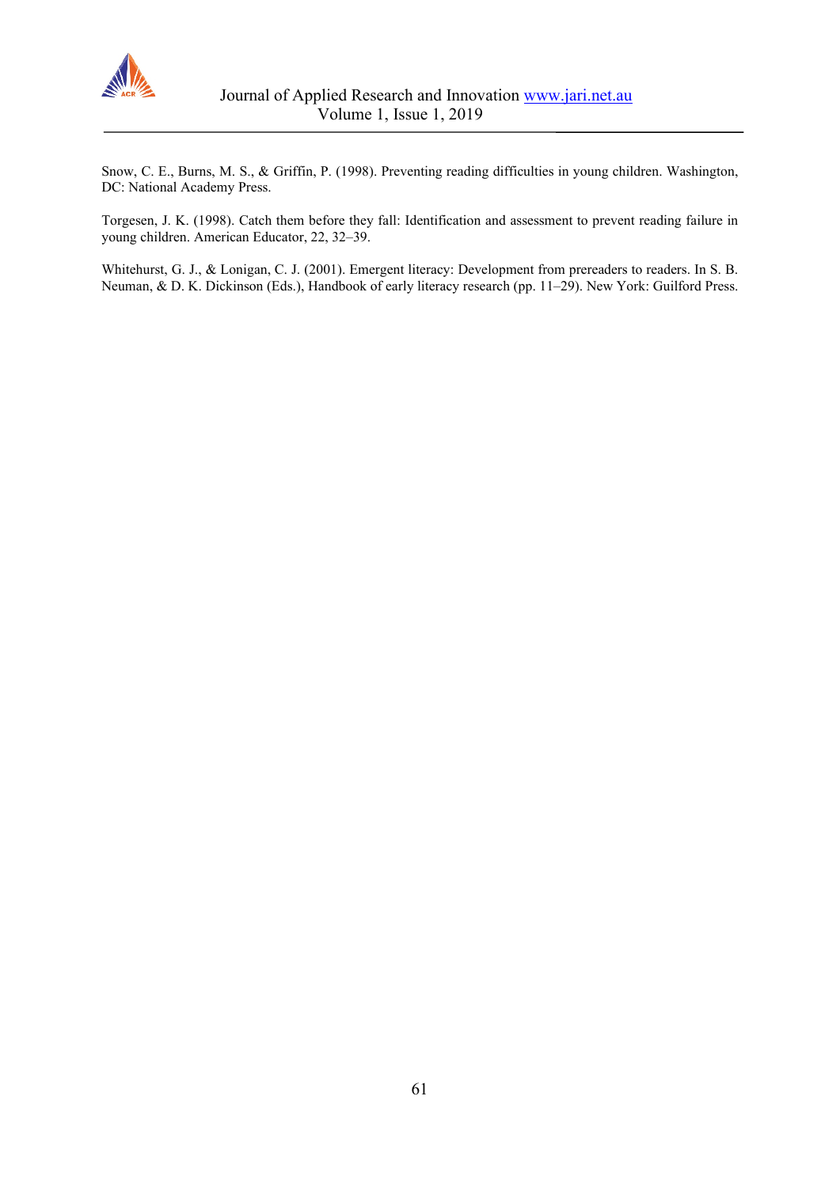Snow, C. E., Burns, M. S., & Griffin, P. (1998). Preventing reading difficulties in young children. Washington, DC: National Academy Press.

Torgesen, J. K. (1998). Catch them before they fall: Identification and assessment to prevent reading failure in young children. American Educator, 22, 32–39.

Whitehurst, G. J., & Lonigan, C. J. (2001). Emergent literacy: Development from prereaders to readers. In S. B. Neuman, & D. K. Dickinson (Eds.), Handbook of early literacy research (pp. 11–29). New York: Guilford Press.